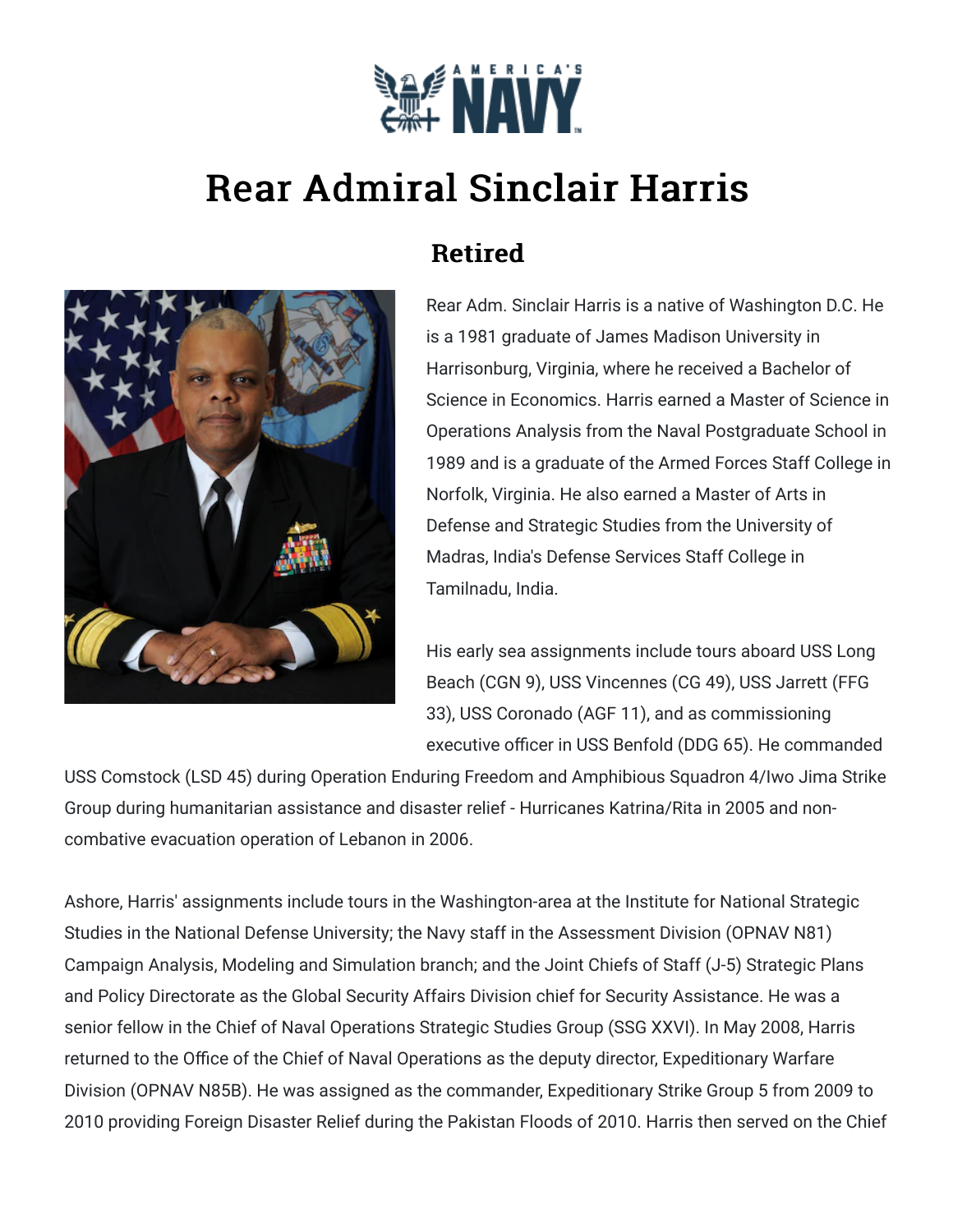# Rear Admiral Sinclair Harris

## Retired

Rear Adm. Sinclair Harris is a native of Washington D.C. He is a 1981 graduate of James Madison University in Harrisonburg, Virginia, where he received a Bachelor of Science in Economics. Harris earned a Master of Science in Operations Analysis from the Naval Postgraduate School in 1989 and is a graduate of the Armed Forces Staff College in Norfolk, Virginia. He also earned a Master of Arts in Defense and Strategic Studies from the University of Madras, India's Defense Services Staff College in Tamilnadu, India.

His early sea assignments include tours aboard USS Long Beach (CGN 9), USS Vincennes (CG 49), USS Jarrett (FFG 33), USS Coronado (AGF 11), and as commissioning executive officer in USS Benfold (DDG 65). He commanded USS Comstock (LSD 45) during Operation Enduring Freedom and Amphibious Squadron 4/Iwo Jima Strike Group during humanitarian assistance and disaster relief - Hurricanes Katrina/Rita in 2005 and non-combative evacuation operation of Lebanon in 2006.

Ashore, Harris' assignments include tours in the Washington-area at the Institute for National Strategic Studies in the National Defense University; the Navy staff in the Assessment Division (OPNAV N81) Campaign Analysis, Modeling and Simulation branch; and the Joint Chiefs of Staff (J-5) Strategic Plans and Policy Directorate as the Global Security Affairs Division chief for Security Assistance. He was a senior fellow in the Chief of Naval Operations Strategic Studies Group (SSG XXVI). In May 2008, Harris returned to the Office of the Chief of Naval Operations as the deputy director, Expeditionary Warfare Division (OPNAV N85B). He was assigned as the commander, Expeditionary Strike Group 5 from 2009 to 2010 providing Foreign Disaster Relief during the Pakistan Floods of 2010. Harris then served on the Chief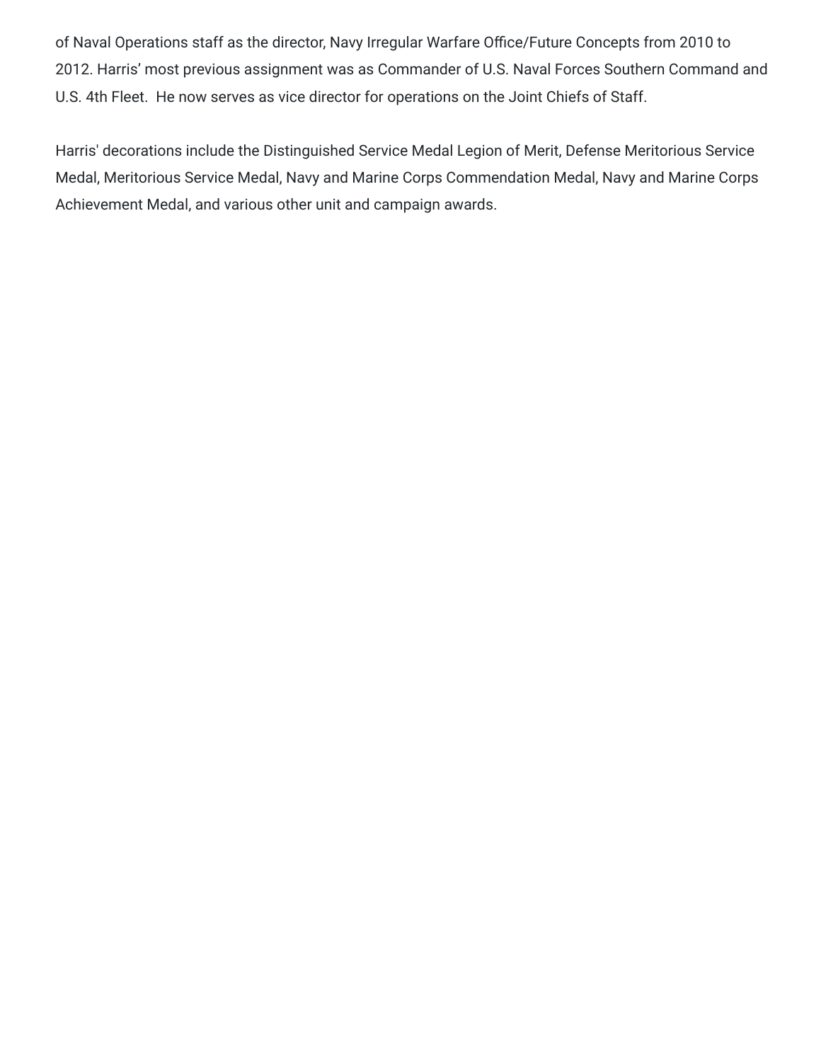of Naval Operations staff as the director, Navy Irregular Warfare Office/Future Concepts from 2010 to 2012. Harris' most previous assignment was as Commander of U.S. Naval Forces Southern Command and U.S. 4th Fleet.  He now serves as vice director for operations on the Joint Chiefs of Staff.

Harris' decorations include the Distinguished Service Medal Legion of Merit, Defense Meritorious Service Medal, Meritorious Service Medal, Navy and Marine Corps Commendation Medal, Navy and Marine Corps Achievement Medal, and various other unit and campaign awards.